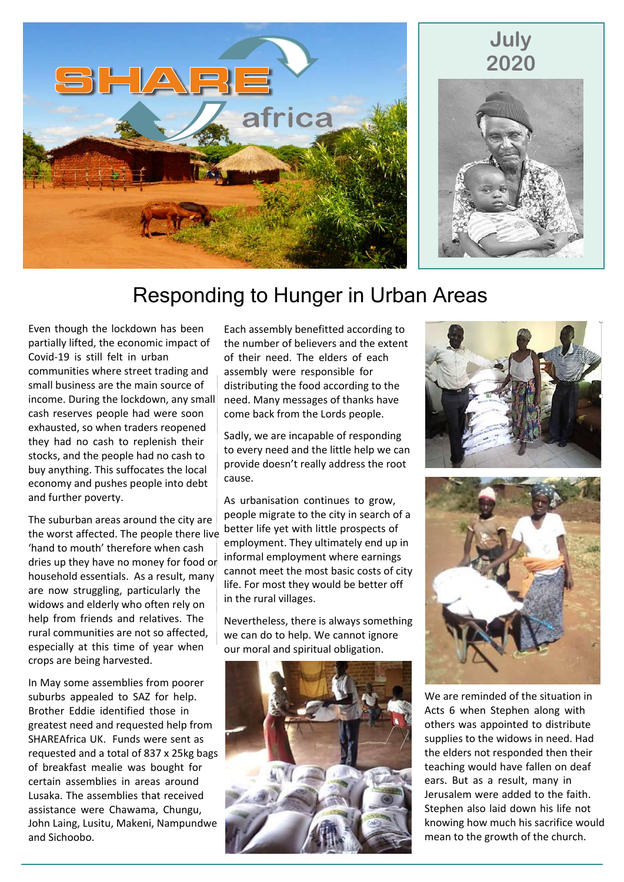SHARE africa

July 2020

# Responding to Hunger in Urban Areas

Even though the lockdown has been partially lifted, the economic impact of Covid-19 is still felt in urban communities where street trading and small business are the main source of income. During the lockdown, any small cash reserves people had were soon exhausted, so when traders reopened they had no cash to replenish their stocks, and the people had no cash to buy anything. This suffocates the local economy and pushes people into debt and further poverty.

The suburban areas around the city are the worst affected. The people there live 'hand to mouth' therefore when cash dries up they have no money for food or household essentials. As a result, many are now struggling, particularly the widows and elderly who often rely on help from friends and relatives. The rural communities are not so affected, especially at this time of year when crops are being harvested.

In May some assemblies from poorer suburbs appealed to SAZ for help. Brother Eddie identified those in greatest need and requested help from SHAREAfrica UK. Funds were sent as requested and a total of 837 x 25kg bags of breakfast mealie was bought for certain assemblies in areas around Lusaka. The assemblies that received assistance were Chawama, Chungu, John Laing, Lusitu, Makeni, Nampundwe and Sichoobo.

Each assembly benefitted according to the number of believers and the extent of their need. The elders of each assembly were responsible for distributing the food according to the need. Many messages of thanks have come back from the Lords people.

Sadly, we are incapable of responding to every need and the little help we can provide doesn't really address the root cause.

As urbanisation continues to grow, people migrate to the city in search of a better life yet with little prospects of employment. They ultimately end up in informal employment where earnings cannot meet the most basic costs of city life. For most they would be better off in the rural villages.

Nevertheless, there is always something we can do to help. We cannot ignore our moral and spiritual obligation.

We are reminded of the situation in Acts 6 when Stephen along with others was appointed to distribute supplies to the widows in need. Had the elders not responded then their teaching would have fallen on deaf ears. But as a result, many in Jerusalem were added to the faith. Stephen also laid down his life not knowing how much his sacrifice would mean to the growth of the church.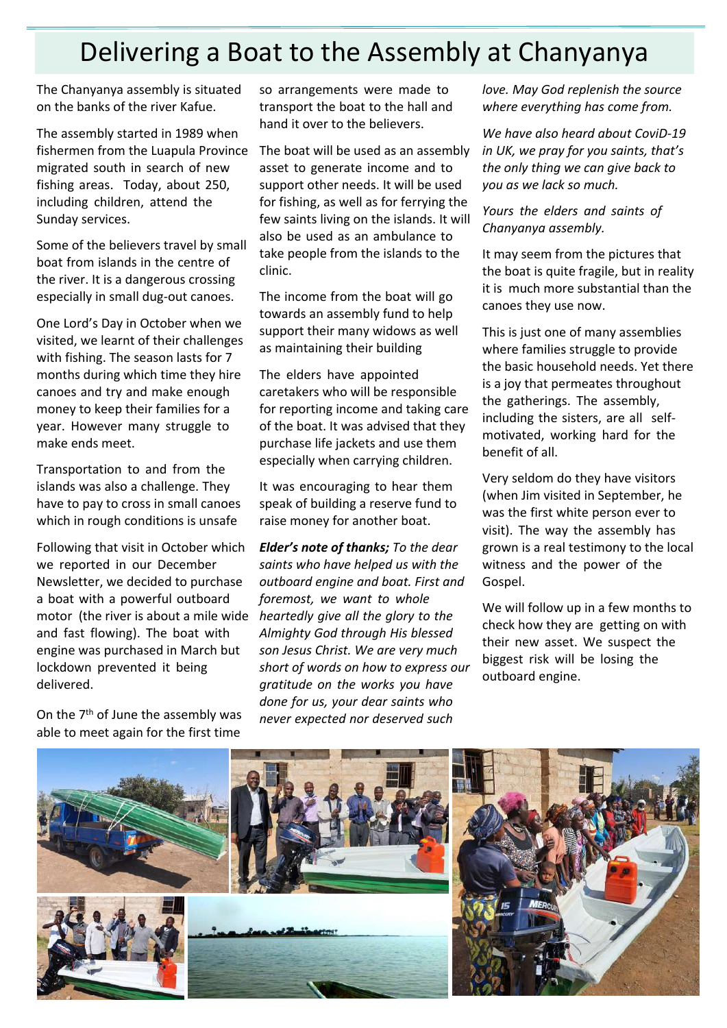# Delivering a Boat to the Assembly at Chanyanya

The Chanyanya assembly is situated on the banks of the river Kafue.

The assembly started in 1989 when fishermen from the Luapula Province migrated south in search of new fishing areas. Today, about 250, including children, attend the Sunday services.

Some of the believers travel by small boat from islands in the centre of the river. It is a dangerous crossing especially in small dug-out canoes.

One Lord's Day in October when we visited, we learnt of their challenges with fishing. The season lasts for 7 months during which time they hire canoes and try and make enough money to keep their families for a year. However many struggle to make ends meet.

Transportation to and from the islands was also a challenge. They have to pay to cross in small canoes which in rough conditions is unsafe

Following that visit in October which we reported in our December Newsletter, we decided to purchase a boat with a powerful outboard motor (the river is about a mile wide and fast flowing). The boat with engine was purchased in March but lockdown prevented it being delivered.

On the 7th of June the assembly was able to meet again for the first time so arrangements were made to transport the boat to the hall and hand it over to the believers.

The boat will be used as an assembly asset to generate income and to support other needs. It will be used for fishing, as well as for ferrying the few saints living on the islands. It will also be used as an ambulance to take people from the islands to the clinic.

The income from the boat will go towards an assembly fund to help support their many widows as well as maintaining their building

The elders have appointed caretakers who will be responsible for reporting income and taking care of the boat. It was advised that they purchase life jackets and use them especially when carrying children.

It was encouraging to hear them speak of building a reserve fund to raise money for another boat.

***Elder's note of thanks;*** *To the dear saints who have helped us with the outboard engine and boat. First and foremost, we want to whole heartedly give all the glory to the Almighty God through His blessed son Jesus Christ. We are very much short of words on how to express our gratitude on the works you have done for us, your dear saints who never expected nor deserved such love. May God replenish the source where everything has come from.*

*We have also heard about CoviD-19 in UK, we pray for you saints, that's the only thing we can give back to you as we lack so much.*

*Yours the elders and saints of Chanyanya assembly.*

It may seem from the pictures that the boat is quite fragile, but in reality it is much more substantial than the canoes they use now.

This is just one of many assemblies where families struggle to provide the basic household needs. Yet there is a joy that permeates throughout the gatherings. The assembly, including the sisters, are all self-motivated, working hard for the benefit of all.

Very seldom do they have visitors (when Jim visited in September, he was the first white person ever to visit). The way the assembly has grown is a real testimony to the local witness and the power of the Gospel.

We will follow up in a few months to check how they are getting on with their new asset. We suspect the biggest risk will be losing the outboard engine.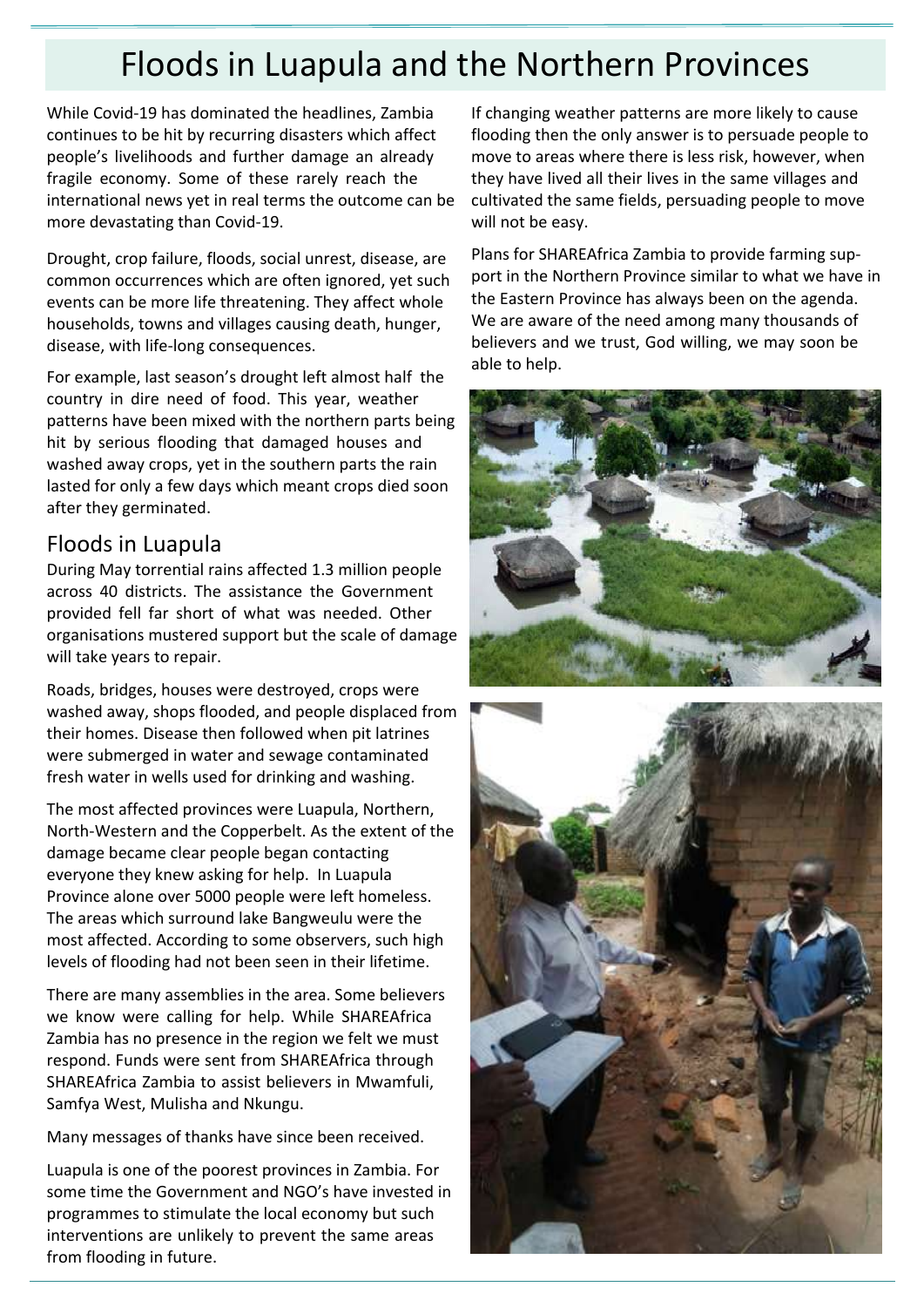# Floods in Luapula and the Northern Provinces

While Covid-19 has dominated the headlines, Zambia continues to be hit by recurring disasters which affect people's livelihoods and further damage an already fragile economy. Some of these rarely reach the international news yet in real terms the outcome can be more devastating than Covid-19.

Drought, crop failure, floods, social unrest, disease, are common occurrences which are often ignored, yet such events can be more life threatening. They affect whole households, towns and villages causing death, hunger, disease, with life-long consequences.

For example, last season's drought left almost half the country in dire need of food. This year, weather patterns have been mixed with the northern parts being hit by serious flooding that damaged houses and washed away crops, yet in the southern parts the rain lasted for only a few days which meant crops died soon after they germinated.

## Floods in Luapula

During May torrential rains affected 1.3 million people across 40 districts. The assistance the Government provided fell far short of what was needed. Other organisations mustered support but the scale of damage will take years to repair.

Roads, bridges, houses were destroyed, crops were washed away, shops flooded, and people displaced from their homes. Disease then followed when pit latrines were submerged in water and sewage contaminated fresh water in wells used for drinking and washing.

The most affected provinces were Luapula, Northern, North-Western and the Copperbelt. As the extent of the damage became clear people began contacting everyone they knew asking for help. In Luapula Province alone over 5000 people were left homeless. The areas which surround lake Bangweulu were the most affected. According to some observers, such high levels of flooding had not been seen in their lifetime.

There are many assemblies in the area. Some believers we know were calling for help. While SHAREAfrica Zambia has no presence in the region we felt we must respond. Funds were sent from SHAREAfrica through SHAREAfrica Zambia to assist believers in Mwamfuli, Samfya West, Mulisha and Nkungu.

Many messages of thanks have since been received.

Luapula is one of the poorest provinces in Zambia. For some time the Government and NGO's have invested in programmes to stimulate the local economy but such interventions are unlikely to prevent the same areas from flooding in future.

If changing weather patterns are more likely to cause flooding then the only answer is to persuade people to move to areas where there is less risk, however, when they have lived all their lives in the same villages and cultivated the same fields, persuading people to move will not be easy.

Plans for SHAREAfrica Zambia to provide farming support in the Northern Province similar to what we have in the Eastern Province has always been on the agenda. We are aware of the need among many thousands of believers and we trust, God willing, we may soon be able to help.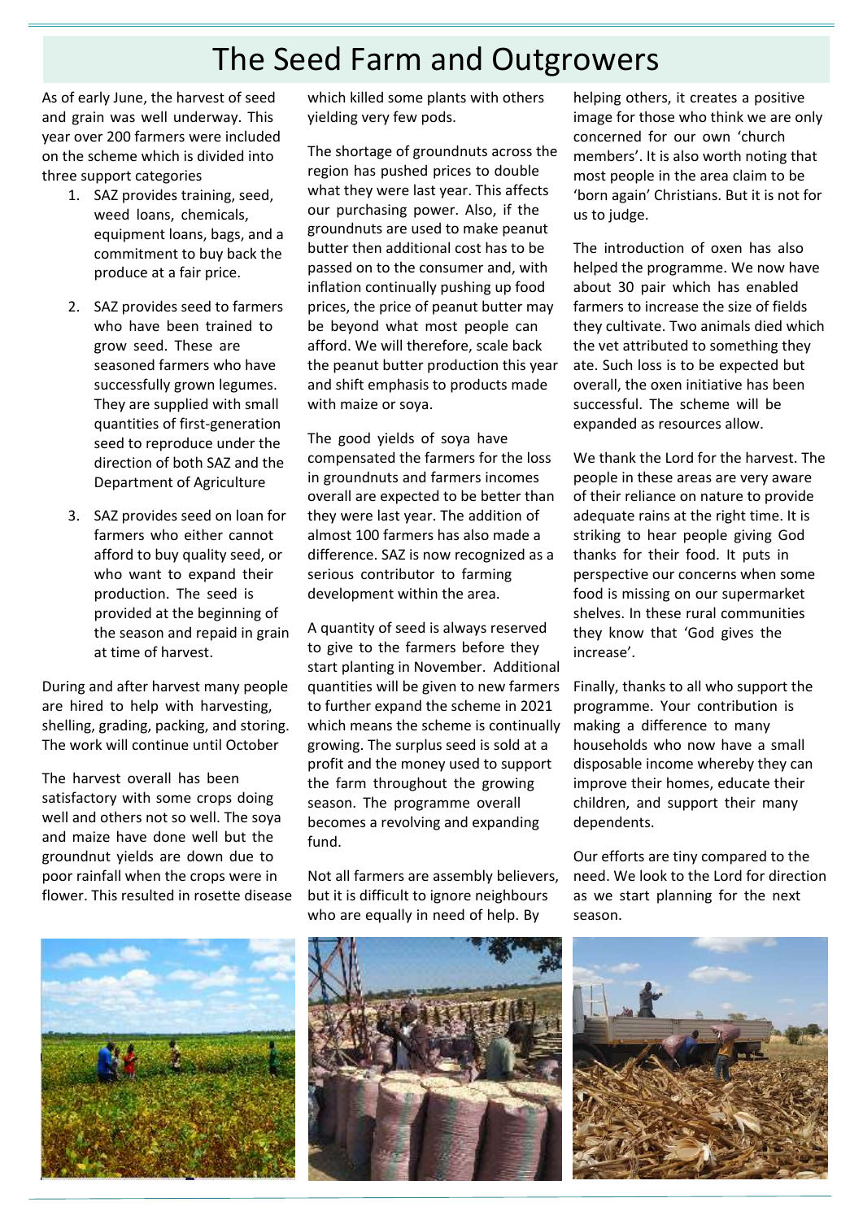# The Seed Farm and Outgrowers

As of early June, the harvest of seed and grain was well underway. This year over 200 farmers were included on the scheme which is divided into three support categories

1. SAZ provides training, seed, weed loans, chemicals, equipment loans, bags, and a commitment to buy back the produce at a fair price.

2. SAZ provides seed to farmers who have been trained to grow seed. These are seasoned farmers who have successfully grown legumes. They are supplied with small quantities of first-generation seed to reproduce under the direction of both SAZ and the Department of Agriculture

3. SAZ provides seed on loan for farmers who either cannot afford to buy quality seed, or who want to expand their production. The seed is provided at the beginning of the season and repaid in grain at time of harvest.

During and after harvest many people are hired to help with harvesting, shelling, grading, packing, and storing. The work will continue until October

The harvest overall has been satisfactory with some crops doing well and others not so well. The soya and maize have done well but the groundnut yields are down due to poor rainfall when the crops were in flower. This resulted in rosette disease which killed some plants with others yielding very few pods.

The shortage of groundnuts across the region has pushed prices to double what they were last year. This affects our purchasing power. Also, if the groundnuts are used to make peanut butter then additional cost has to be passed on to the consumer and, with inflation continually pushing up food prices, the price of peanut butter may be beyond what most people can afford. We will therefore, scale back the peanut butter production this year and shift emphasis to products made with maize or soya.

The good yields of soya have compensated the farmers for the loss in groundnuts and farmers incomes overall are expected to be better than they were last year. The addition of almost 100 farmers has also made a difference. SAZ is now recognized as a serious contributor to farming development within the area.

A quantity of seed is always reserved to give to the farmers before they start planting in November. Additional quantities will be given to new farmers to further expand the scheme in 2021 which means the scheme is continually growing. The surplus seed is sold at a profit and the money used to support the farm throughout the growing season. The programme overall becomes a revolving and expanding fund.

Not all farmers are assembly believers, but it is difficult to ignore neighbours who are equally in need of help. By helping others, it creates a positive image for those who think we are only concerned for our own 'church members'. It is also worth noting that most people in the area claim to be 'born again' Christians. But it is not for us to judge.

The introduction of oxen has also helped the programme. We now have about 30 pair which has enabled farmers to increase the size of fields they cultivate. Two animals died which the vet attributed to something they ate. Such loss is to be expected but overall, the oxen initiative has been successful. The scheme will be expanded as resources allow.

We thank the Lord for the harvest. The people in these areas are very aware of their reliance on nature to provide adequate rains at the right time. It is striking to hear people giving God thanks for their food. It puts in perspective our concerns when some food is missing on our supermarket shelves. In these rural communities they know that 'God gives the increase'.

Finally, thanks to all who support the programme. Your contribution is making a difference to many households who now have a small disposable income whereby they can improve their homes, educate their children, and support their many dependents.

Our efforts are tiny compared to the need. We look to the Lord for direction as we start planning for the next season.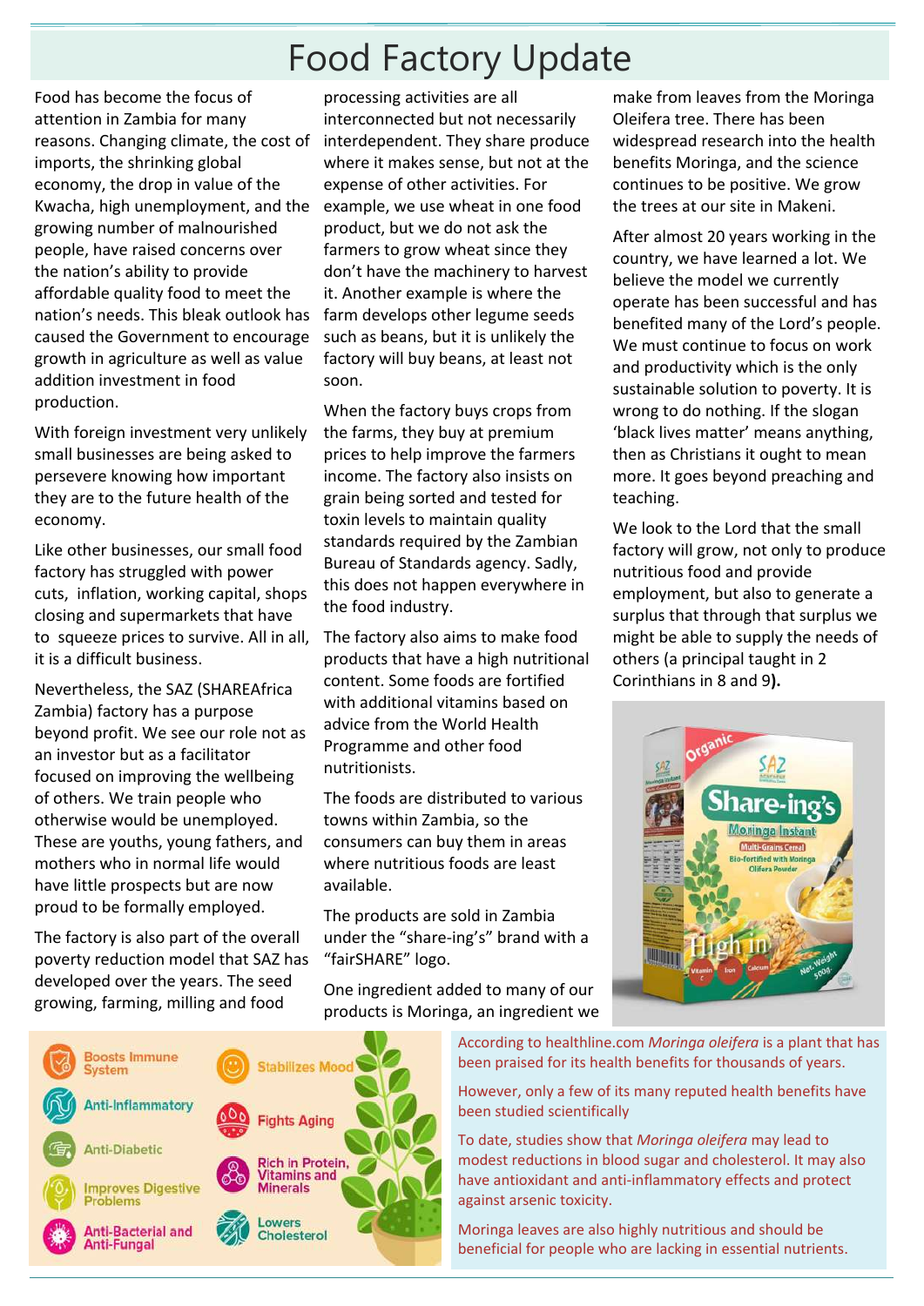# Food Factory Update

Food has become the focus of attention in Zambia for many reasons. Changing climate, the cost of imports, the shrinking global economy, the drop in value of the Kwacha, high unemployment, and the growing number of malnourished people, have raised concerns over the nation's ability to provide affordable quality food to meet the nation's needs. This bleak outlook has caused the Government to encourage growth in agriculture as well as value addition investment in food production.

With foreign investment very unlikely small businesses are being asked to persevere knowing how important they are to the future health of the economy.

Like other businesses, our small food factory has struggled with power cuts, inflation, working capital, shops closing and supermarkets that have to squeeze prices to survive. All in all, it is a difficult business.

Nevertheless, the SAZ (SHAREAfrica Zambia) factory has a purpose beyond profit. We see our role not as an investor but as a facilitator focused on improving the wellbeing of others. We train people who otherwise would be unemployed. These are youths, young fathers, and mothers who in normal life would have little prospects but are now proud to be formally employed.

The factory is also part of the overall poverty reduction model that SAZ has developed over the years. The seed growing, farming, milling and food processing activities are all interconnected but not necessarily interdependent. They share produce where it makes sense, but not at the expense of other activities. For example, we use wheat in one food product, but we do not ask the farmers to grow wheat since they don't have the machinery to harvest it. Another example is where the farm develops other legume seeds such as beans, but it is unlikely the factory will buy beans, at least not soon.

When the factory buys crops from the farms, they buy at premium prices to help improve the farmers income. The factory also insists on grain being sorted and tested for toxin levels to maintain quality standards required by the Zambian Bureau of Standards agency. Sadly, this does not happen everywhere in the food industry.

The factory also aims to make food products that have a high nutritional content. Some foods are fortified with additional vitamins based on advice from the World Health Programme and other food nutritionists.

The foods are distributed to various towns within Zambia, so the consumers can buy them in areas where nutritious foods are least available.

The products are sold in Zambia under the "share-ing's" brand with a "fairSHARE" logo.

One ingredient added to many of our products is Moringa, an ingredient we make from leaves from the Moringa Oleifera tree. There has been widespread research into the health benefits Moringa, and the science continues to be positive. We grow the trees at our site in Makeni.

After almost 20 years working in the country, we have learned a lot. We believe the model we currently operate has been successful and has benefited many of the Lord's people. We must continue to focus on work and productivity which is the only sustainable solution to poverty. It is wrong to do nothing. If the slogan 'black lives matter' means anything, then as Christians it ought to mean more. It goes beyond preaching and teaching.

We look to the Lord that the small factory will grow, not only to produce nutritious food and provide employment, but also to generate a surplus that through that surplus we might be able to supply the needs of others (a principal taught in 2 Corinthians in 8 and 9**).**

- Boosts Immune System
- Anti-Inflammatory
- Anti-Diabetic
- Improves Digestive Problems
- Anti-Bacterial and Anti-Fungal
- Stabilizes Mood
- Fights Aging
- Rich in Protein, Vitamins and Minerals
- Lowers Cholesterol

According to healthline.com *Moringa oleifera* is a plant that has been praised for its health benefits for thousands of years.

However, only a few of its many reputed health benefits have been studied scientifically

To date, studies show that *Moringa oleifera* may lead to modest reductions in blood sugar and cholesterol. It may also have antioxidant and anti-inflammatory effects and protect against arsenic toxicity.

Moringa leaves are also highly nutritious and should be beneficial for people who are lacking in essential nutrients.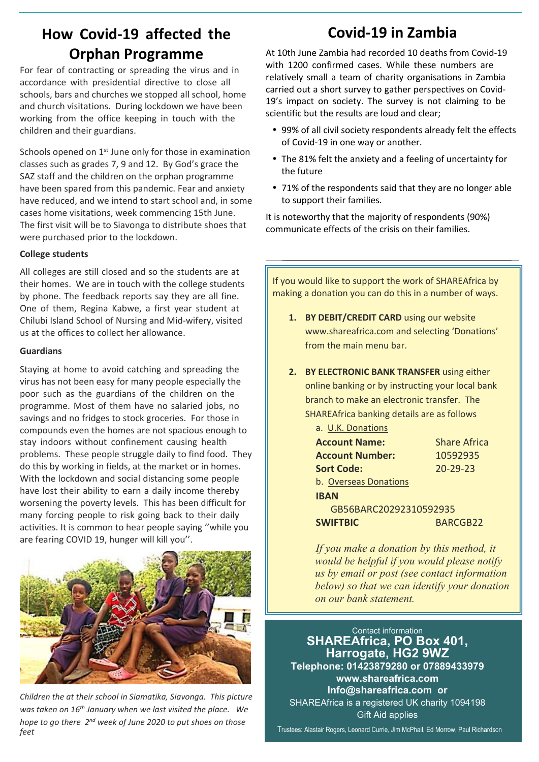# How Covid-19 affected the Orphan Programme

For fear of contracting or spreading the virus and in accordance with presidential directive to close all schools, bars and churches we stopped all school, home and church visitations. During lockdown we have been working from the office keeping in touch with the children and their guardians.

Schools opened on 1st June only for those in examination classes such as grades 7, 9 and 12. By God's grace the SAZ staff and the children on the orphan programme have been spared from this pandemic. Fear and anxiety have reduced, and we intend to start school and, in some cases home visitations, week commencing 15th June. The first visit will be to Siavonga to distribute shoes that were purchased prior to the lockdown.

**College students**

All colleges are still closed and so the students are at their homes. We are in touch with the college students by phone. The feedback reports say they are all fine. One of them, Regina Kabwe, a first year student at Chilubi Island School of Nursing and Mid-wifery, visited us at the offices to collect her allowance.

**Guardians**

Staying at home to avoid catching and spreading the virus has not been easy for many people especially the poor such as the guardians of the children on the programme. Most of them have no salaried jobs, no savings and no fridges to stock groceries. For those in compounds even the homes are not spacious enough to stay indoors without confinement causing health problems. These people struggle daily to find food. They do this by working in fields, at the market or in homes. With the lockdown and social distancing some people have lost their ability to earn a daily income thereby worsening the poverty levels. This has been difficult for many forcing people to risk going back to their daily activities. It is common to hear people saying ''while you are fearing COVID 19, hunger will kill you''.

*Children the at their school in Siamatika, Siavonga. This picture was taken on 16th January when we last visited the place. We hope to go there 2nd week of June 2020 to put shoes on those feet*

# Covid-19 in Zambia

At 10th June Zambia had recorded 10 deaths from Covid-19 with 1200 confirmed cases. While these numbers are relatively small a team of charity organisations in Zambia carried out a short survey to gather perspectives on Covid-19's impact on society. The survey is not claiming to be scientific but the results are loud and clear;

- 99% of all civil society respondents already felt the effects of Covid-19 in one way or another.
- The 81% felt the anxiety and a feeling of uncertainty for the future
- 71% of the respondents said that they are no longer able to support their families.

It is noteworthy that the majority of respondents (90%) communicate effects of the crisis on their families.

If you would like to support the work of SHAREAfrica by making a donation you can do this in a number of ways.

1. **BY DEBIT/CREDIT CARD** using our website www.shareafrica.com and selecting 'Donations' from the main menu bar.
2. **BY ELECTRONIC BANK TRANSFER** using either online banking or by instructing your local bank branch to make an electronic transfer. The SHAREAfrica banking details are as follows
   a. U.K. Donations
   **Account Name:** Share Africa
   **Account Number:** 10592935
   **Sort Code:** 20-29-23
   b. Overseas Donations
   **IBAN** GB56BARC20292310592935
   **SWIFTBIC** BARCGB22

*If you make a donation by this method, it would be helpful if you would please notify us by email or post (see contact information below) so that we can identify your donation on our bank statement.*

Contact information
**SHAREAfrica, PO Box 401, Harrogate, HG2 9WZ**
**Telephone: 01423879280 or 07889433979**
**www.shareafrica.com**
**Info@shareafrica.com or**
SHAREAfrica is a registered UK charity 1094198
Gift Aid applies

Trustees: Alastair Rogers, Leonard Currie, Jim McPhail, Ed Morrow, Paul Richardson